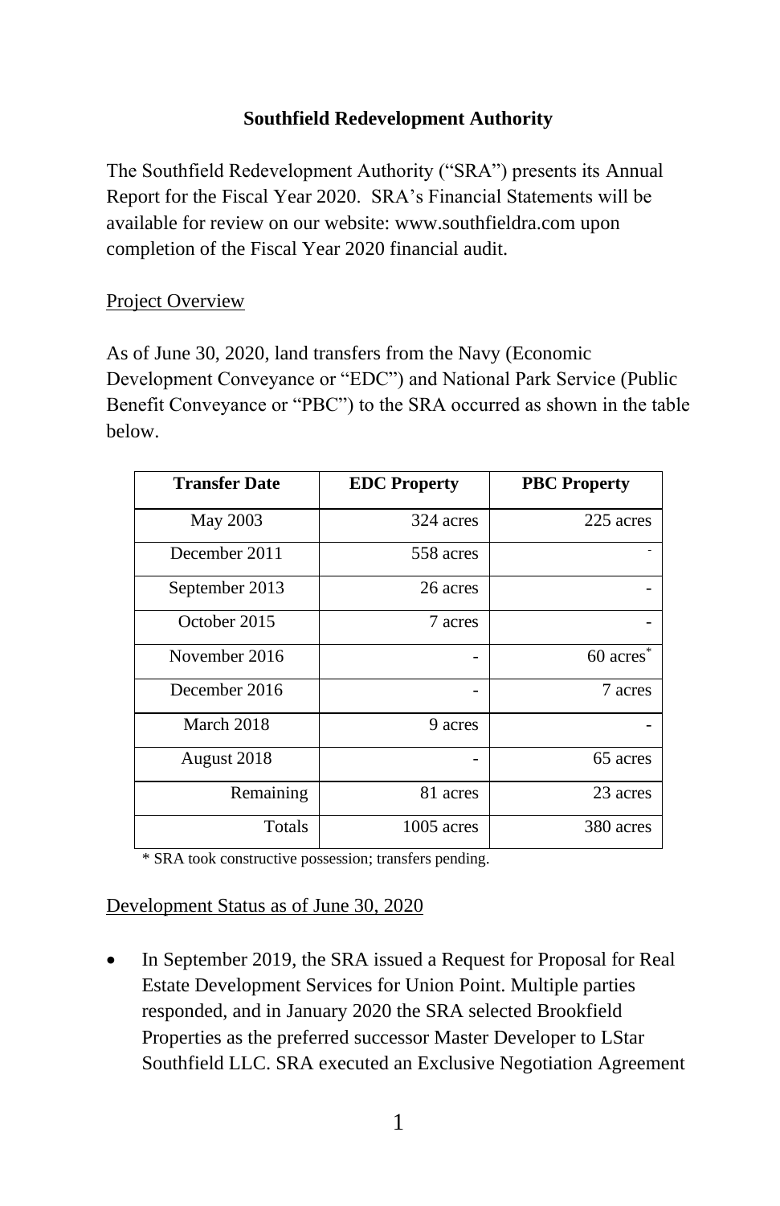# Southfield Redevelopment Authority

The Southfield Redevelopment Authority ("SRA") presents its Annual Report for the Fiscal Year 2020. SRA's Financial Statements will be available for review on our website: www.southfieldra.com upon completion of the Fiscal Year 2020 financial audit.

## Project Overview

As of June 30, 2020, land transfers from the Navy (Economic Development Conveyance or "EDC") and National Park Service (Public Benefit Conveyance or "PBC") to the SRA occurred as shown in the table below.

| Transfer Date | EDC Property | PBC Property |
|---|---|---|
| May 2003 | 324 acres | 225 acres |
| December 2011 | 558 acres | - |
| September 2013 | 26 acres | - |
| October 2015 | 7 acres | - |
| November 2016 | - | 60 acres* |
| December 2016 | - | 7 acres |
| March 2018 | 9 acres | - |
| August 2018 | - | 65 acres |
| Remaining | 81 acres | 23 acres |
| Totals | 1005 acres | 380 acres |

\* SRA took constructive possession; transfers pending.

## Development Status as of June 30, 2020

- In September 2019, the SRA issued a Request for Proposal for Real Estate Development Services for Union Point. Multiple parties responded, and in January 2020 the SRA selected Brookfield Properties as the preferred successor Master Developer to LStar Southfield LLC. SRA executed an Exclusive Negotiation Agreement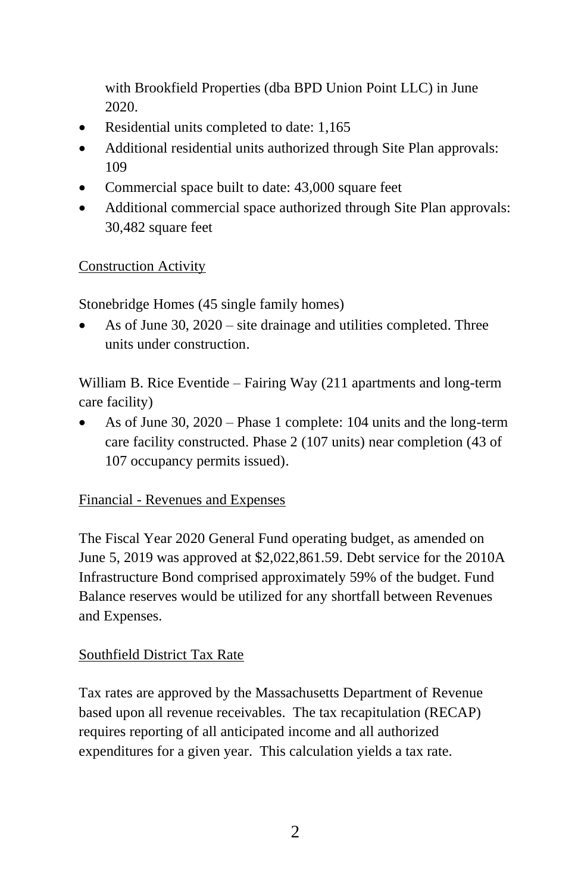with Brookfield Properties (dba BPD Union Point LLC) in June 2020.

- Residential units completed to date: 1,165
- Additional residential units authorized through Site Plan approvals: 109
- Commercial space built to date: 43,000 square feet
- Additional commercial space authorized through Site Plan approvals: 30,482 square feet

<u>Construction Activity</u>

Stonebridge Homes (45 single family homes)

- As of June 30, 2020 – site drainage and utilities completed. Three units under construction.

William B. Rice Eventide – Fairing Way (211 apartments and long-term care facility)

- As of June 30, 2020 – Phase 1 complete: 104 units and the long-term care facility constructed. Phase 2 (107 units) near completion (43 of 107 occupancy permits issued).

<u>Financial - Revenues and Expenses</u>

The Fiscal Year 2020 General Fund operating budget, as amended on June 5, 2019 was approved at $2,022,861.59. Debt service for the 2010A Infrastructure Bond comprised approximately 59% of the budget. Fund Balance reserves would be utilized for any shortfall between Revenues and Expenses.

<u>Southfield District Tax Rate</u>

Tax rates are approved by the Massachusetts Department of Revenue based upon all revenue receivables. The tax recapitulation (RECAP) requires reporting of all anticipated income and all authorized expenditures for a given year. This calculation yields a tax rate.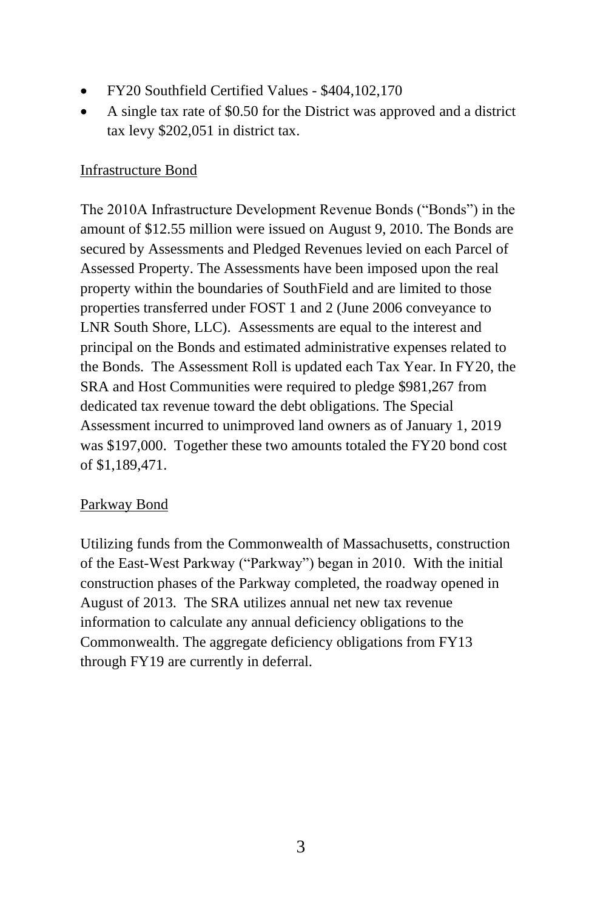- FY20 Southfield Certified Values - $404,102,170
- A single tax rate of $0.50 for the District was approved and a district tax levy $202,051 in district tax.

<u>Infrastructure Bond</u>

The 2010A Infrastructure Development Revenue Bonds ("Bonds") in the amount of $12.55 million were issued on August 9, 2010. The Bonds are secured by Assessments and Pledged Revenues levied on each Parcel of Assessed Property. The Assessments have been imposed upon the real property within the boundaries of SouthField and are limited to those properties transferred under FOST 1 and 2 (June 2006 conveyance to LNR South Shore, LLC). Assessments are equal to the interest and principal on the Bonds and estimated administrative expenses related to the Bonds. The Assessment Roll is updated each Tax Year. In FY20, the SRA and Host Communities were required to pledge $981,267 from dedicated tax revenue toward the debt obligations. The Special Assessment incurred to unimproved land owners as of January 1, 2019 was $197,000. Together these two amounts totaled the FY20 bond cost of $1,189,471.

<u>Parkway Bond</u>

Utilizing funds from the Commonwealth of Massachusetts, construction of the East-West Parkway ("Parkway") began in 2010. With the initial construction phases of the Parkway completed, the roadway opened in August of 2013. The SRA utilizes annual net new tax revenue information to calculate any annual deficiency obligations to the Commonwealth. The aggregate deficiency obligations from FY13 through FY19 are currently in deferral.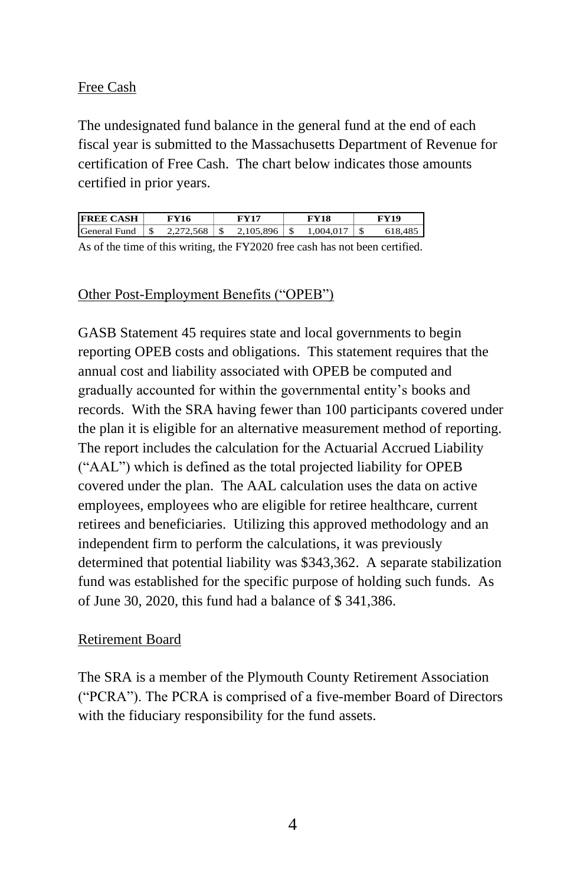Free Cash

The undesignated fund balance in the general fund at the end of each fiscal year is submitted to the Massachusetts Department of Revenue for certification of Free Cash. The chart below indicates those amounts certified in prior years.

| FREE CASH | FY16 | FY17 | FY18 | FY19 |
|---|---|---|---|---|
| General Fund | $ 2,272,568 | $ 2,105,896 | $ 1,004,017 | $ 618,485 |

As of the time of this writing, the FY2020 free cash has not been certified.

Other Post-Employment Benefits ("OPEB")

GASB Statement 45 requires state and local governments to begin reporting OPEB costs and obligations. This statement requires that the annual cost and liability associated with OPEB be computed and gradually accounted for within the governmental entity's books and records. With the SRA having fewer than 100 participants covered under the plan it is eligible for an alternative measurement method of reporting. The report includes the calculation for the Actuarial Accrued Liability ("AAL") which is defined as the total projected liability for OPEB covered under the plan. The AAL calculation uses the data on active employees, employees who are eligible for retiree healthcare, current retirees and beneficiaries. Utilizing this approved methodology and an independent firm to perform the calculations, it was previously determined that potential liability was $343,362. A separate stabilization fund was established for the specific purpose of holding such funds. As of June 30, 2020, this fund had a balance of $ 341,386.

Retirement Board

The SRA is a member of the Plymouth County Retirement Association ("PCRA"). The PCRA is comprised of a five-member Board of Directors with the fiduciary responsibility for the fund assets.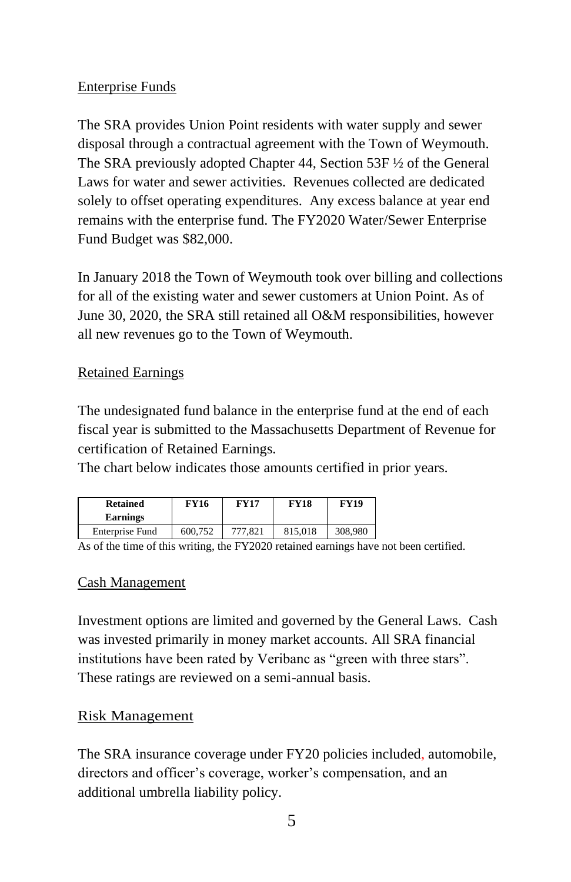## Enterprise Funds

The SRA provides Union Point residents with water supply and sewer disposal through a contractual agreement with the Town of Weymouth. The SRA previously adopted Chapter 44, Section 53F ½ of the General Laws for water and sewer activities. Revenues collected are dedicated solely to offset operating expenditures. Any excess balance at year end remains with the enterprise fund. The FY2020 Water/Sewer Enterprise Fund Budget was $82,000.

In January 2018 the Town of Weymouth took over billing and collections for all of the existing water and sewer customers at Union Point. As of June 30, 2020, the SRA still retained all O&M responsibilities, however all new revenues go to the Town of Weymouth.

## Retained Earnings

The undesignated fund balance in the enterprise fund at the end of each fiscal year is submitted to the Massachusetts Department of Revenue for certification of Retained Earnings.

The chart below indicates those amounts certified in prior years.

| Retained Earnings | FY16 | FY17 | FY18 | FY19 |
|---|---|---|---|---|
| Enterprise Fund | 600,752 | 777,821 | 815,018 | 308,980 |

As of the time of this writing, the FY2020 retained earnings have not been certified.

## Cash Management

Investment options are limited and governed by the General Laws. Cash was invested primarily in money market accounts. All SRA financial institutions have been rated by Veribanc as "green with three stars". These ratings are reviewed on a semi-annual basis.

## Risk Management

The SRA insurance coverage under FY20 policies included, automobile, directors and officer's coverage, worker's compensation, and an additional umbrella liability policy.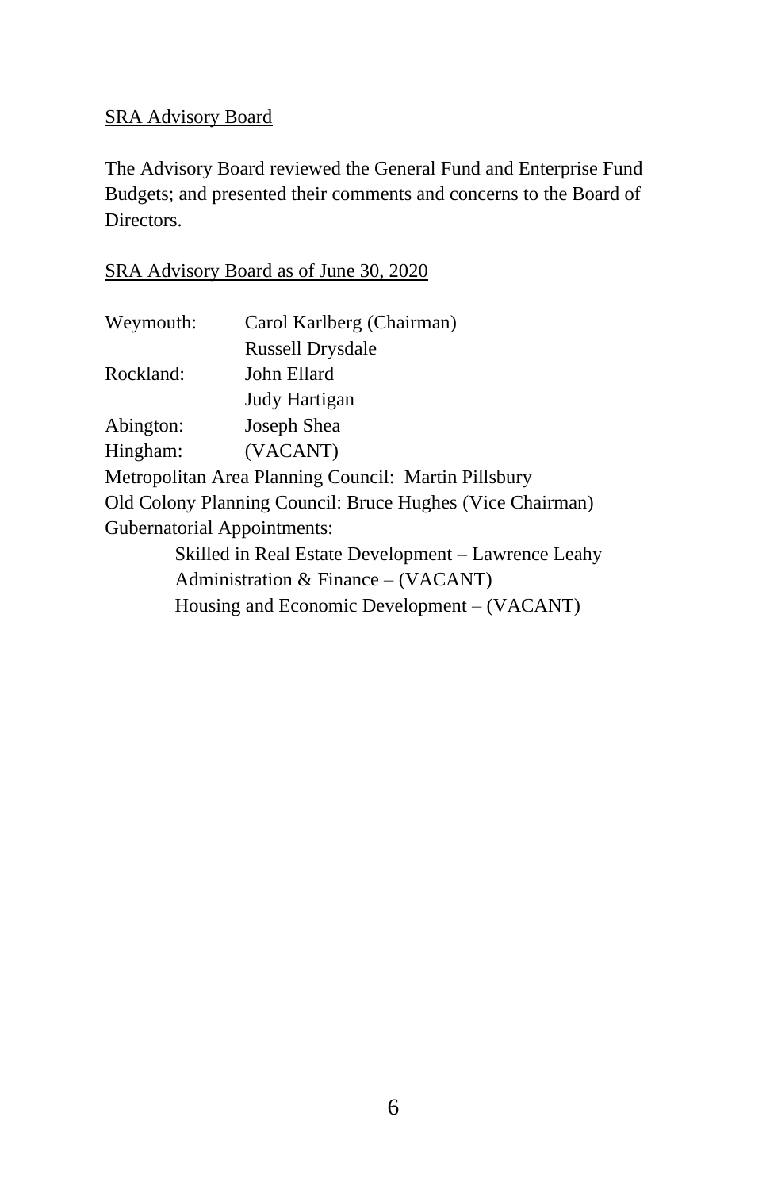## SRA Advisory Board

The Advisory Board reviewed the General Fund and Enterprise Fund Budgets; and presented their comments and concerns to the Board of Directors.

### SRA Advisory Board as of June 30, 2020

| | |
|---|---|
| Weymouth: | Carol Karlberg (Chairman) |
| | Russell Drysdale |
| Rockland: | John Ellard |
| | Judy Hartigan |
| Abington: | Joseph Shea |
| Hingham: | (VACANT) |

Metropolitan Area Planning Council: Martin Pillsbury

Old Colony Planning Council: Bruce Hughes (Vice Chairman)

Gubernatorial Appointments:

- Skilled in Real Estate Development – Lawrence Leahy
- Administration & Finance – (VACANT)
- Housing and Economic Development – (VACANT)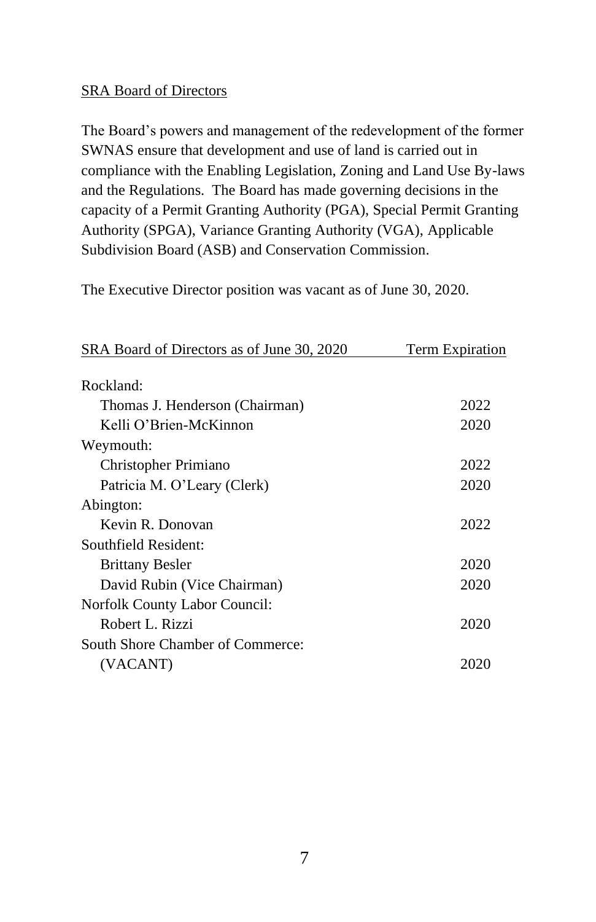## SRA Board of Directors

The Board's powers and management of the redevelopment of the former SWNAS ensure that development and use of land is carried out in compliance with the Enabling Legislation, Zoning and Land Use By-laws and the Regulations. The Board has made governing decisions in the capacity of a Permit Granting Authority (PGA), Special Permit Granting Authority (SPGA), Variance Granting Authority (VGA), Applicable Subdivision Board (ASB) and Conservation Commission.

The Executive Director position was vacant as of June 30, 2020.

| SRA Board of Directors as of June 30, 2020 | Term Expiration |
| --- | --- |
| Rockland: | |
| Thomas J. Henderson (Chairman) | 2022 |
| Kelli O'Brien-McKinnon | 2020 |
| Weymouth: | |
| Christopher Primiano | 2022 |
| Patricia M. O'Leary (Clerk) | 2020 |
| Abington: | |
| Kevin R. Donovan | 2022 |
| Southfield Resident: | |
| Brittany Besler | 2020 |
| David Rubin (Vice Chairman) | 2020 |
| Norfolk County Labor Council: | |
| Robert L. Rizzi | 2020 |
| South Shore Chamber of Commerce: | |
| (VACANT) | 2020 |